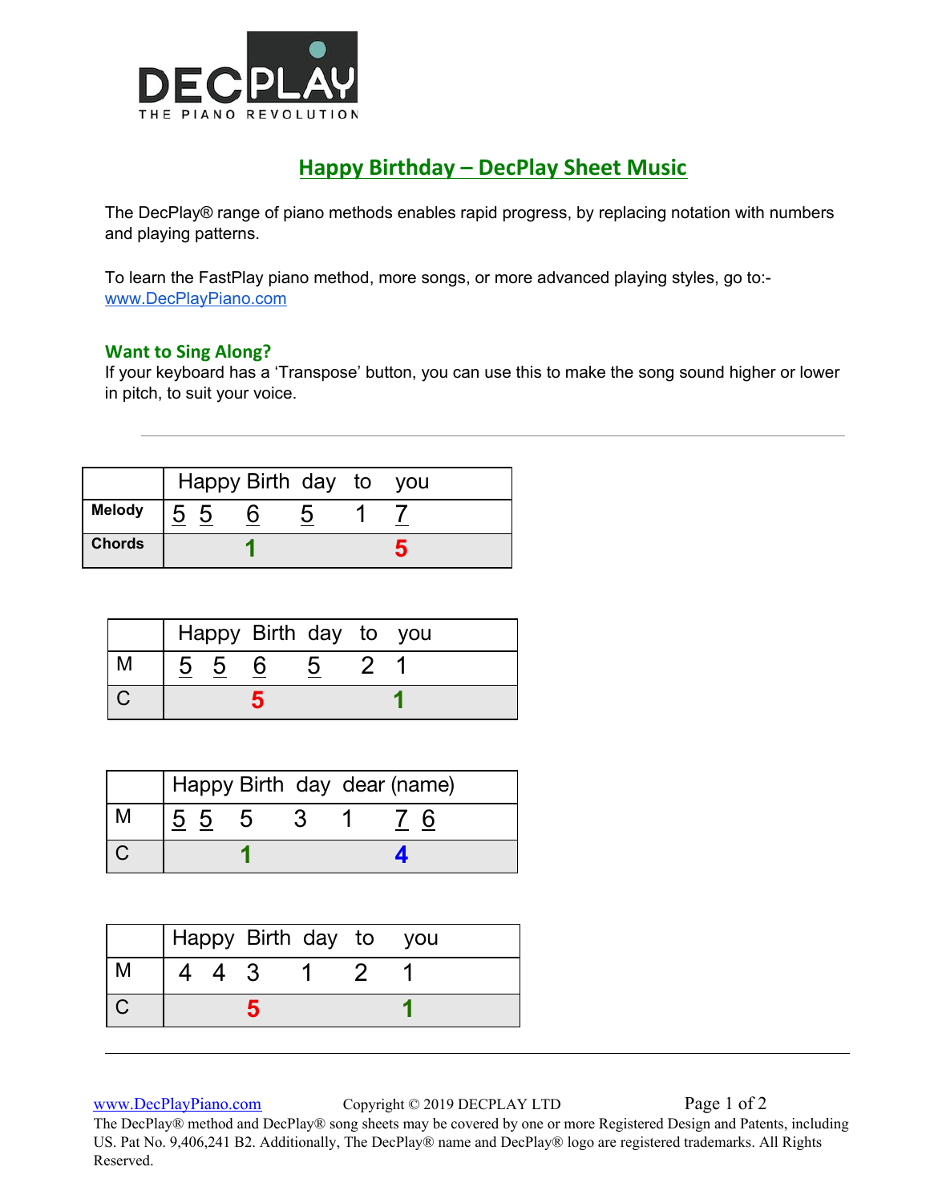# Happy Birthday – DecPlay Sheet Music

The DecPlay® range of piano methods enables rapid progress, by replacing notation with numbers and playing patterns.

To learn the FastPlay piano method, more songs, or more advanced playing styles, go to:-
www.DecPlayPiano.com

## Want to Sing Along?

If your keyboard has a 'Transpose' button, you can use this to make the song sound higher or lower in pitch, to suit your voice.

---

| | Happy Birth day to you |
|---|---|
| **Melody** | 5 5 6 5 1 7 |
| **Chords** | 1 5 |

| | Happy Birth day to you |
|---|---|
| M | 5 5 6 5 2 1 |
| C | 5 1 |

| | Happy Birth day dear (name) |
|---|---|
| M | 5 5 5 3 1 7 6 |
| C | 1 4 |

| | Happy Birth day to you |
|---|---|
| M | 4 4 3 1 2 1 |
| C | 5 1 |

---

www.DecPlayPiano.com Copyright © 2019 DECPLAY LTD

The DecPlay® method and DecPlay® song sheets may be covered by one or more Registered Design and Patents, including US. Pat No. 9,406,241 B2. Additionally, The DecPlay® name and DecPlay® logo are registered trademarks. All Rights Reserved.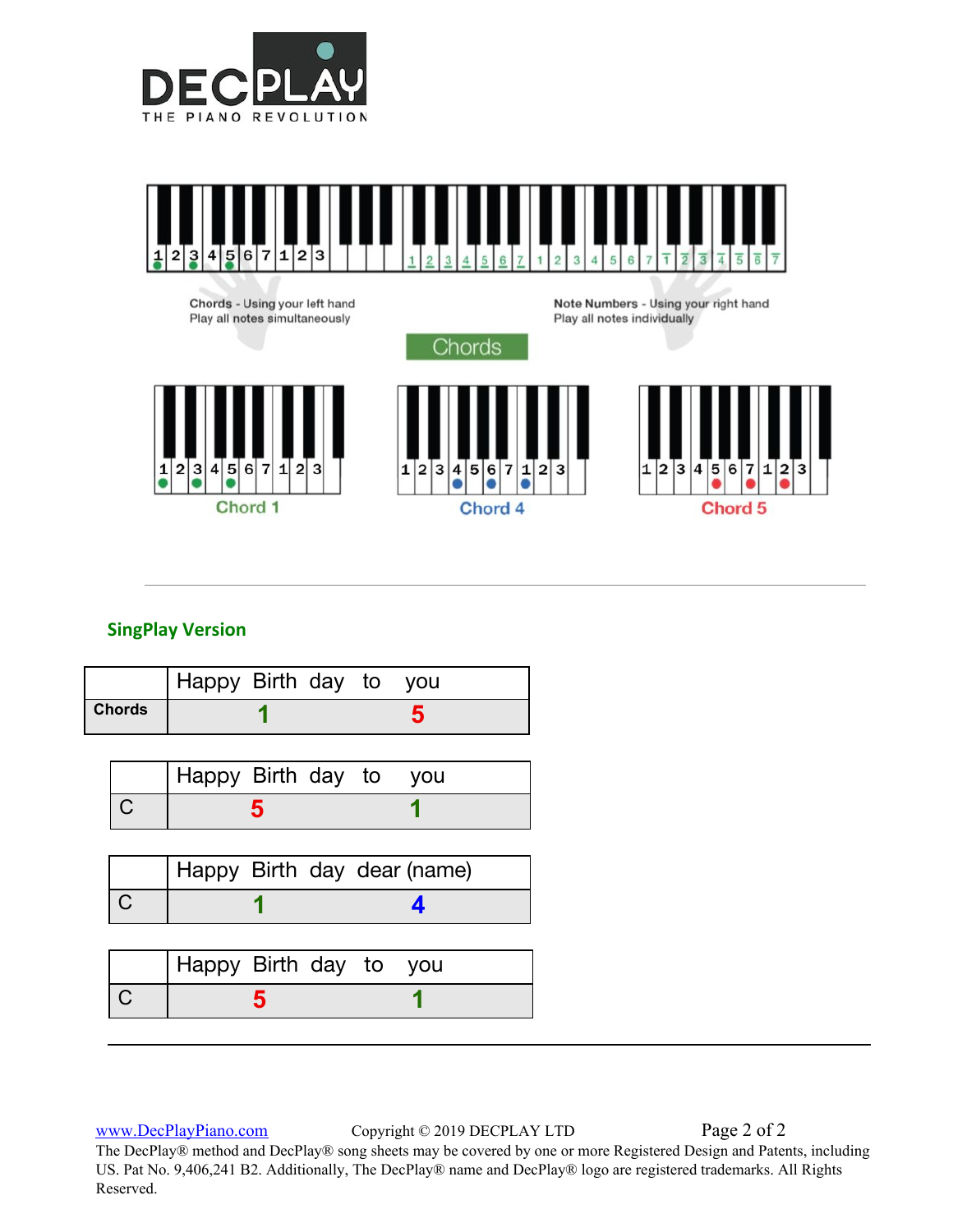DECPLAY
THE PIANO REVOLUTION

1 2 3 4 5 6 7 1 2 3

1 2 3 4 5 6 7 1 2 3 4 5 6 7 1 2 3 4 5 6 7

Chords - Using your left hand
Play all notes simultaneously

Note Numbers - Using your right hand
Play all notes individually

Chords

Chord 1

Chord 4

Chord 5

### SingPlay Version

| | |
|---|---|
| | Happy Birth day to you |
| **Chords** | 1 5 |

| | |
|---|---|
| | Happy Birth day to you |
| C | 5 1 |

| | |
|---|---|
| | Happy Birth day dear (name) |
| C | 1 4 |

| | |
|---|---|
| | Happy Birth day to you |
| C | 5 1 |

---

[www.DecPlayPiano.com](http://www.DecPlayPiano.com) Copyright © 2019 DECPLAY LTD

The DecPlay® method and DecPlay® song sheets may be covered by one or more Registered Design and Patents, including US. Pat No. 9,406,241 B2. Additionally, The DecPlay® name and DecPlay® logo are registered trademarks. All Rights Reserved.